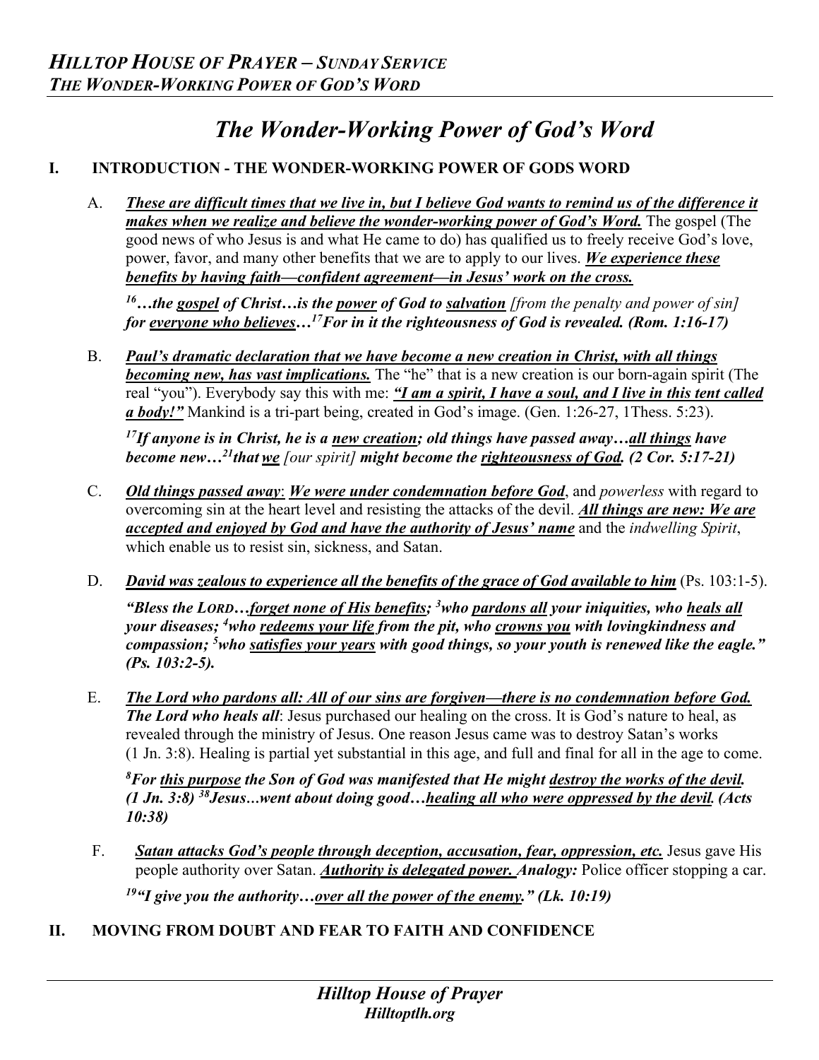# *The Wonder-Working Power of God's Word*

## I. INTRODUCTION - THE WONDER-WORKING POWER OF GODS WORD

A. ***These are difficult times that we live in, but I believe God wants to remind us of the difference it makes when we realize and believe the wonder-working power of God's Word.*** The gospel (The good news of who Jesus is and what He came to do) has qualified us to freely receive God's love, power, favor, and many other benefits that we are to apply to our lives. ***We experience these benefits by having faith—confident agreement—in Jesus' work on the cross.***

***[16]…the gospel of Christ…is the power of God to salvation*** *[from the penalty and power of sin]* ***for everyone who believes…[17]For in it the righteousness of God is revealed. (Rom. 1:16-17)***

B. ***Paul's dramatic declaration that we have become a new creation in Christ, with all things becoming new, has vast implications.*** The "he" that is a new creation is our born-again spirit (The real "you"). Everybody say this with me: ***"I am a spirit, I have a soul, and I live in this tent called a body!"*** Mankind is a tri-part being, created in God's image. (Gen. 1:26-27, 1Thess. 5:23).

***[17]If anyone is in Christ, he is a new creation; old things have passed away…all things have become new…[21]that we*** *[our spirit]* ***might become the righteousness of God. (2 Cor. 5:17-21)***

C. ***Old things passed away***: ***We were under condemnation before God***, and *powerless* with regard to overcoming sin at the heart level and resisting the attacks of the devil. ***All things are new: We are accepted and enjoyed by God and have the authority of Jesus' name*** and the *indwelling Spirit*, which enable us to resist sin, sickness, and Satan.

D. ***David was zealous to experience all the benefits of the grace of God available to him*** (Ps. 103:1-5).

***"Bless the LORD…forget none of His benefits; [3]who pardons all your iniquities, who heals all your diseases; [4]who redeems your life from the pit, who crowns you with lovingkindness and compassion; [5]who satisfies your years with good things, so your youth is renewed like the eagle." (Ps. 103:2-5).***

E. ***The Lord who pardons all: All of our sins are forgiven—there is no condemnation before God. The Lord who heals all***: Jesus purchased our healing on the cross. It is God's nature to heal, as revealed through the ministry of Jesus. One reason Jesus came was to destroy Satan's works (1 Jn. 3:8). Healing is partial yet substantial in this age, and full and final for all in the age to come.

***[8]For this purpose the Son of God was manifested that He might destroy the works of the devil. (1 Jn. 3:8) [38]Jesus…went about doing good…healing all who were oppressed by the devil. (Acts 10:38)***

F. ***Satan attacks God's people through deception, accusation, fear, oppression, etc.*** Jesus gave His people authority over Satan. ***Authority is delegated power. Analogy:*** Police officer stopping a car.

***[19]"I give you the authority…over all the power of the enemy." (Lk. 10:19)***

## II. MOVING FROM DOUBT AND FEAR TO FAITH AND CONFIDENCE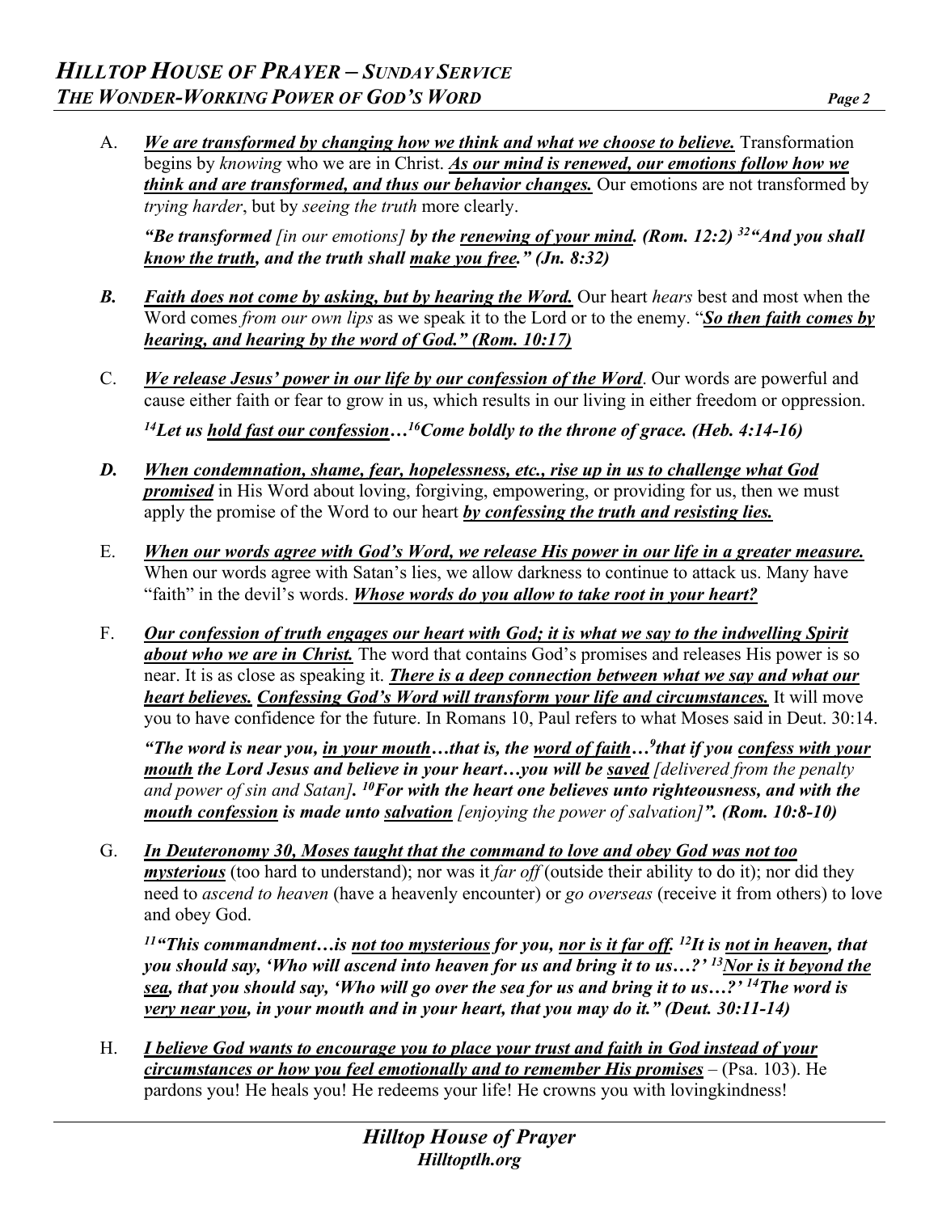A. ***We are transformed by changing how we think and what we choose to believe.*** Transformation begins by *knowing* who we are in Christ. ***As our mind is renewed, our emotions follow how we think and are transformed, and thus our behavior changes.*** Our emotions are not transformed by *trying harder*, but by *seeing the truth* more clearly.

***"Be transformed** [in our emotions] **by the renewing of your mind. (Rom. 12:2) [32]"And you shall know the truth, and the truth shall make you free." (Jn. 8:32)***

***B. Faith does not come by asking, but by hearing the Word.*** Our heart *hears* best and most when the Word comes *from our own lips* as we speak it to the Lord or to the enemy. "***So then faith comes by hearing, and hearing by the word of God." (Rom. 10:17)***

C. ***We release Jesus' power in our life by our confession of the Word***. Our words are powerful and cause either faith or fear to grow in us, which results in our living in either freedom or oppression.

***[14]Let us hold fast our confession…[16]Come boldly to the throne of grace. (Heb. 4:14-16)***

***D. When condemnation, shame, fear, hopelessness, etc., rise up in us to challenge what God promised*** in His Word about loving, forgiving, empowering, or providing for us, then we must apply the promise of the Word to our heart ***by confessing the truth and resisting lies.***

E. ***When our words agree with God's Word, we release His power in our life in a greater measure.*** When our words agree with Satan's lies, we allow darkness to continue to attack us. Many have "faith" in the devil's words. ***Whose words do you allow to take root in your heart?***

F. ***Our confession of truth engages our heart with God; it is what we say to the indwelling Spirit about who we are in Christ.*** The word that contains God's promises and releases His power is so near. It is as close as speaking it. ***There is a deep connection between what we say and what our heart believes. Confessing God's Word will transform your life and circumstances.*** It will move you to have confidence for the future. In Romans 10, Paul refers to what Moses said in Deut. 30:14.

***"The word is near you, in your mouth…that is, the word of faith…[9]that if you confess with your mouth the Lord Jesus and believe in your heart…you will be saved** [delivered from the penalty and power of sin and Satan]**. [10]For with the heart one believes unto righteousness, and with the mouth confession is made unto salvation** [enjoying the power of salvation]**". (Rom. 10:8-10)***

G. ***In Deuteronomy 30, Moses taught that the command to love and obey God was not too mysterious*** (too hard to understand); nor was it *far off* (outside their ability to do it); nor did they need to *ascend to heaven* (have a heavenly encounter) or *go overseas* (receive it from others) to love and obey God.

***[11]"This commandment…is not too mysterious for you, nor is it far off. [12]It is not in heaven, that you should say, 'Who will ascend into heaven for us and bring it to us…?' [13]Nor is it beyond the sea, that you should say, 'Who will go over the sea for us and bring it to us…?' [14]The word is very near you, in your mouth and in your heart, that you may do it." (Deut. 30:11-14)***

H. ***I believe God wants to encourage you to place your trust and faith in God instead of your circumstances or how you feel emotionally and to remember His promises*** – (Psa. 103). He pardons you! He heals you! He redeems your life! He crowns you with lovingkindness!